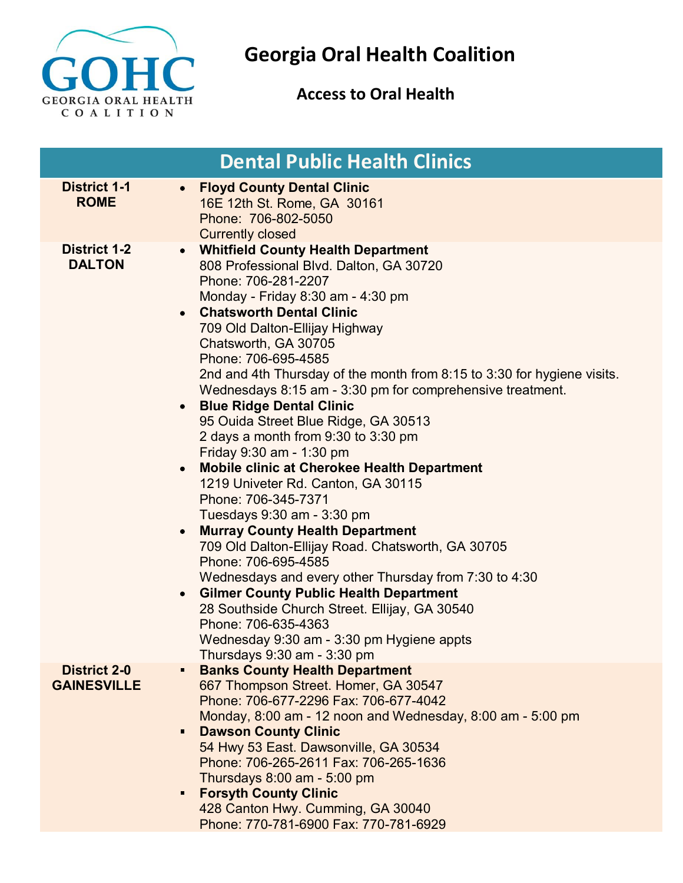# Georgia Oral Health Coalition

## Access to Oral Health

## Dental Public Health Clinics

| District | Clinics |
| --- | --- |
| **District 1-1 ROME** | • **Floyd County Dental Clinic**<br>16E 12th St. Rome, GA 30161<br>Phone: 706-802-5050<br>Currently closed |
| **District 1-2 DALTON** | • **Whitfield County Health Department**<br>808 Professional Blvd. Dalton, GA 30720<br>Phone: 706-281-2207<br>Monday - Friday 8:30 am - 4:30 pm<br>• **Chatsworth Dental Clinic**<br>709 Old Dalton-Ellijay Highway<br>Chatsworth, GA 30705<br>Phone: 706-695-4585<br>2nd and 4th Thursday of the month from 8:15 to 3:30 for hygiene visits.<br>Wednesdays 8:15 am - 3:30 pm for comprehensive treatment.<br>• **Blue Ridge Dental Clinic**<br>95 Ouida Street Blue Ridge, GA 30513<br>2 days a month from 9:30 to 3:30 pm<br>Friday 9:30 am - 1:30 pm<br>• **Mobile clinic at Cherokee Health Department**<br>1219 Univeter Rd. Canton, GA 30115<br>Phone: 706-345-7371<br>Tuesdays 9:30 am - 3:30 pm<br>• **Murray County Health Department**<br>709 Old Dalton-Ellijay Road. Chatsworth, GA 30705<br>Phone: 706-695-4585<br>Wednesdays and every other Thursday from 7:30 to 4:30<br>• **Gilmer County Public Health Department**<br>28 Southside Church Street. Ellijay, GA 30540<br>Phone: 706-635-4363<br>Wednesday 9:30 am - 3:30 pm Hygiene appts<br>Thursdays 9:30 am - 3:30 pm |
| **District 2-0 GAINESVILLE** | ▪ **Banks County Health Department**<br>667 Thompson Street. Homer, GA 30547<br>Phone: 706-677-2296 Fax: 706-677-4042<br>Monday, 8:00 am - 12 noon and Wednesday, 8:00 am - 5:00 pm<br>▪ **Dawson County Clinic**<br>54 Hwy 53 East. Dawsonville, GA 30534<br>Phone: 706-265-2611 Fax: 706-265-1636<br>Thursdays 8:00 am - 5:00 pm<br>▪ **Forsyth County Clinic**<br>428 Canton Hwy. Cumming, GA 30040<br>Phone: 770-781-6900 Fax: 770-781-6929 |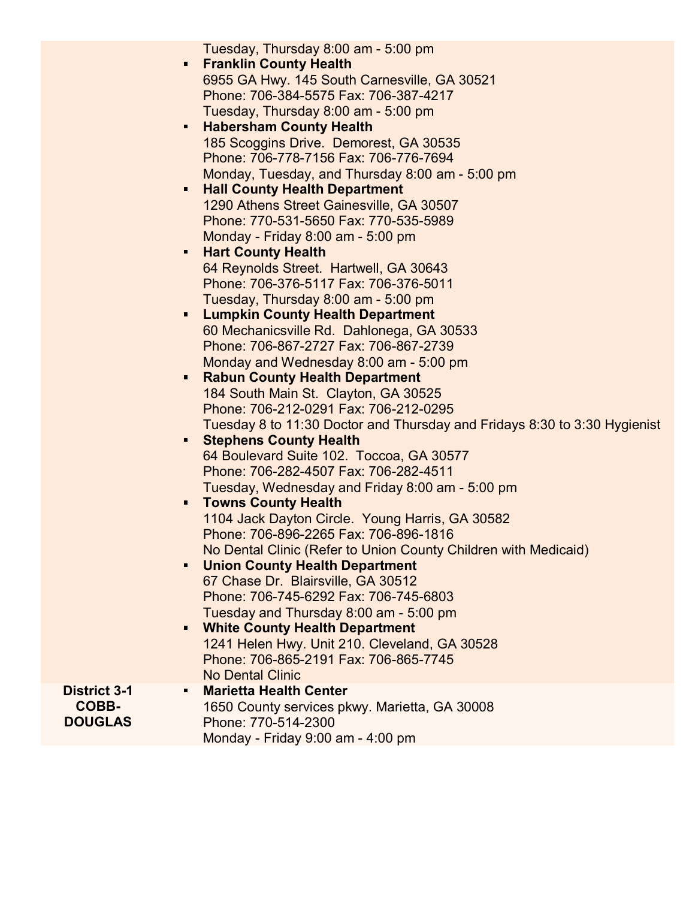| | |
|---|---|
| | Tuesday, Thursday 8:00 am - 5:00 pm<br>- **Franklin County Health**<br>6955 GA Hwy. 145 South Carnesville, GA 30521<br>Phone: 706-384-5575 Fax: 706-387-4217<br>Tuesday, Thursday 8:00 am - 5:00 pm<br>- **Habersham County Health**<br>185 Scoggins Drive. Demorest, GA 30535<br>Phone: 706-778-7156 Fax: 706-776-7694<br>Monday, Tuesday, and Thursday 8:00 am - 5:00 pm<br>- **Hall County Health Department**<br>1290 Athens Street Gainesville, GA 30507<br>Phone: 770-531-5650 Fax: 770-535-5989<br>Monday - Friday 8:00 am - 5:00 pm<br>- **Hart County Health**<br>64 Reynolds Street. Hartwell, GA 30643<br>Phone: 706-376-5117 Fax: 706-376-5011<br>Tuesday, Thursday 8:00 am - 5:00 pm<br>- **Lumpkin County Health Department**<br>60 Mechanicsville Rd. Dahlonega, GA 30533<br>Phone: 706-867-2727 Fax: 706-867-2739<br>Monday and Wednesday 8:00 am - 5:00 pm<br>- **Rabun County Health Department**<br>184 South Main St. Clayton, GA 30525<br>Phone: 706-212-0291 Fax: 706-212-0295<br>Tuesday 8 to 11:30 Doctor and Thursday and Fridays 8:30 to 3:30 Hygienist<br>- **Stephens County Health**<br>64 Boulevard Suite 102. Toccoa, GA 30577<br>Phone: 706-282-4507 Fax: 706-282-4511<br>Tuesday, Wednesday and Friday 8:00 am - 5:00 pm<br>- **Towns County Health**<br>1104 Jack Dayton Circle. Young Harris, GA 30582<br>Phone: 706-896-2265 Fax: 706-896-1816<br>No Dental Clinic (Refer to Union County Children with Medicaid)<br>- **Union County Health Department**<br>67 Chase Dr. Blairsville, GA 30512<br>Phone: 706-745-6292 Fax: 706-745-6803<br>Tuesday and Thursday 8:00 am - 5:00 pm<br>- **White County Health Department**<br>1241 Helen Hwy. Unit 210. Cleveland, GA 30528<br>Phone: 706-865-2191 Fax: 706-865-7745<br>No Dental Clinic |
| **District 3-1 COBB-DOUGLAS** | - **Marietta Health Center**<br>1650 County services pkwy. Marietta, GA 30008<br>Phone: 770-514-2300<br>Monday - Friday 9:00 am - 4:00 pm |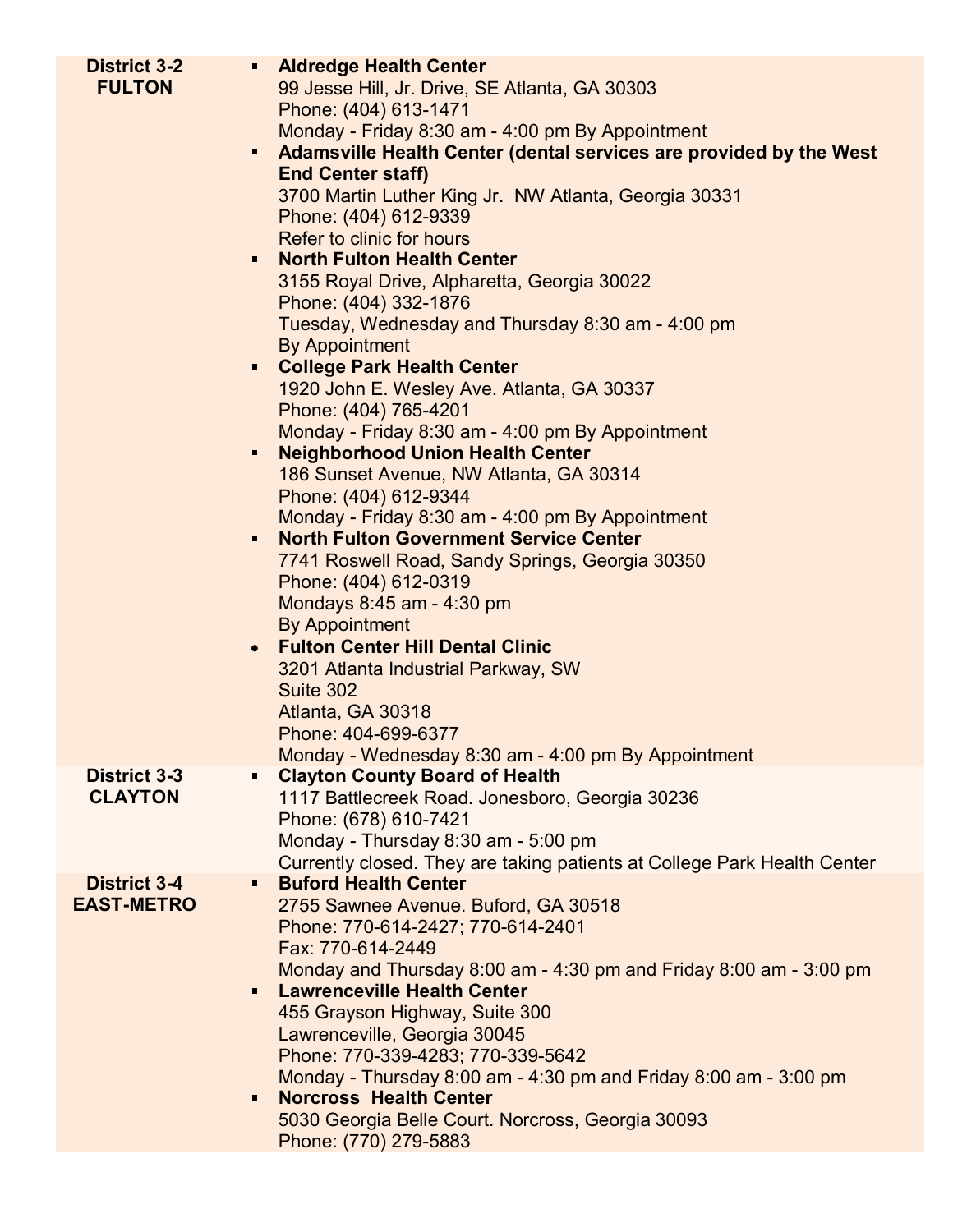| District | Locations |
| --- | --- |
| **District 3-2 FULTON** | ▪ **Aldredge Health Center**<br>99 Jesse Hill, Jr. Drive, SE Atlanta, GA 30303<br>Phone: (404) 613-1471<br>Monday - Friday 8:30 am - 4:00 pm By Appointment<br>▪ **Adamsville Health Center (dental services are provided by the West End Center staff)**<br>3700 Martin Luther King Jr. NW Atlanta, Georgia 30331<br>Phone: (404) 612-9339<br>Refer to clinic for hours<br>▪ **North Fulton Health Center**<br>3155 Royal Drive, Alpharetta, Georgia 30022<br>Phone: (404) 332-1876<br>Tuesday, Wednesday and Thursday 8:30 am - 4:00 pm<br>By Appointment<br>▪ **College Park Health Center**<br>1920 John E. Wesley Ave. Atlanta, GA 30337<br>Phone: (404) 765-4201<br>Monday - Friday 8:30 am - 4:00 pm By Appointment<br>▪ **Neighborhood Union Health Center**<br>186 Sunset Avenue, NW Atlanta, GA 30314<br>Phone: (404) 612-9344<br>Monday - Friday 8:30 am - 4:00 pm By Appointment<br>▪ **North Fulton Government Service Center**<br>7741 Roswell Road, Sandy Springs, Georgia 30350<br>Phone: (404) 612-0319<br>Mondays 8:45 am - 4:30 pm<br>By Appointment<br>• **Fulton Center Hill Dental Clinic**<br>3201 Atlanta Industrial Parkway, SW<br>Suite 302<br>Atlanta, GA 30318<br>Phone: 404-699-6377<br>Monday - Wednesday 8:30 am - 4:00 pm By Appointment |
| **District 3-3 CLAYTON** | ▪ **Clayton County Board of Health**<br>1117 Battlecreek Road. Jonesboro, Georgia 30236<br>Phone: (678) 610-7421<br>Monday - Thursday 8:30 am - 5:00 pm<br>Currently closed. They are taking patients at College Park Health Center |
| **District 3-4 EAST-METRO** | ▪ **Buford Health Center**<br>2755 Sawnee Avenue. Buford, GA 30518<br>Phone: 770-614-2427; 770-614-2401<br>Fax: 770-614-2449<br>Monday and Thursday 8:00 am - 4:30 pm and Friday 8:00 am - 3:00 pm<br>▪ **Lawrenceville Health Center**<br>455 Grayson Highway, Suite 300<br>Lawrenceville, Georgia 30045<br>Phone: 770-339-4283; 770-339-5642<br>Monday - Thursday 8:00 am - 4:30 pm and Friday 8:00 am - 3:00 pm<br>▪ **Norcross Health Center**<br>5030 Georgia Belle Court. Norcross, Georgia 30093<br>Phone: (770) 279-5883 |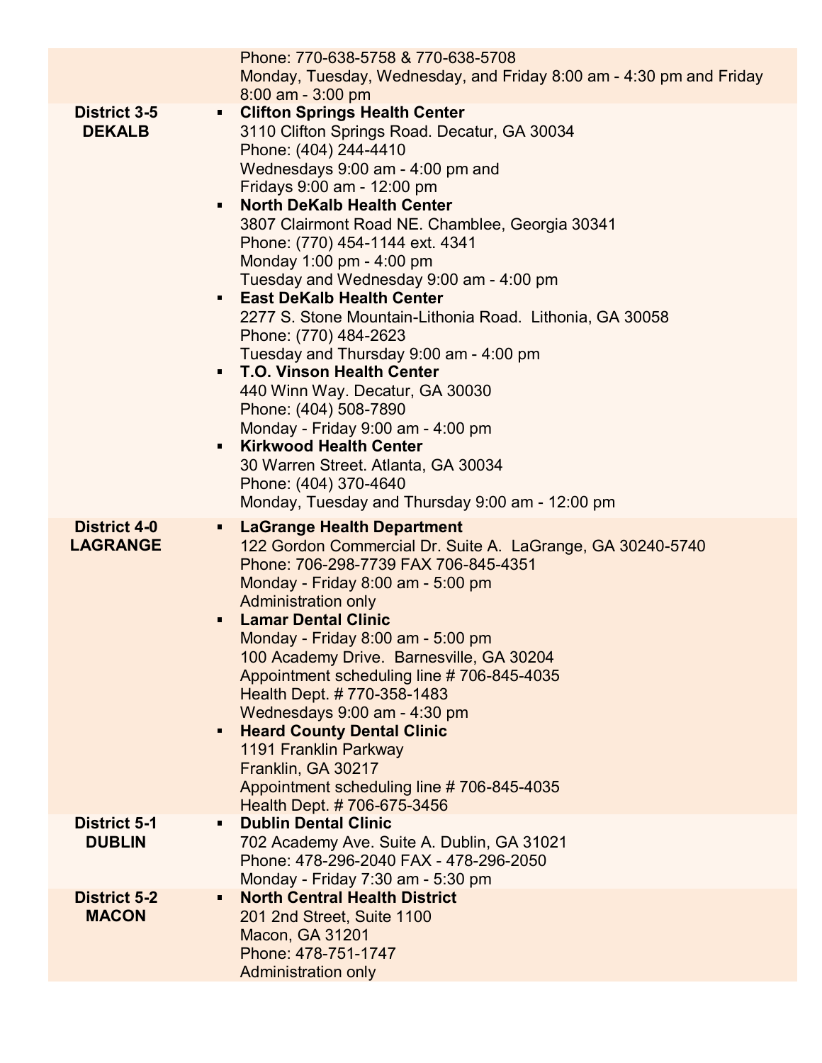| | |
|---|---|
| | Phone: 770-638-5758 & 770-638-5708<br>Monday, Tuesday, Wednesday, and Friday 8:00 am - 4:30 pm and Friday 8:00 am - 3:00 pm |
| **District 3-5**<br>**DEKALB** | ▪ **Clifton Springs Health Center**<br>3110 Clifton Springs Road. Decatur, GA 30034<br>Phone: (404) 244-4410<br>Wednesdays 9:00 am - 4:00 pm and<br>Fridays 9:00 am - 12:00 pm<br>▪ **North DeKalb Health Center**<br>3807 Clairmont Road NE. Chamblee, Georgia 30341<br>Phone: (770) 454-1144 ext. 4341<br>Monday 1:00 pm - 4:00 pm<br>Tuesday and Wednesday 9:00 am - 4:00 pm<br>▪ **East DeKalb Health Center**<br>2277 S. Stone Mountain-Lithonia Road. Lithonia, GA 30058<br>Phone: (770) 484-2623<br>Tuesday and Thursday 9:00 am - 4:00 pm<br>▪ **T.O. Vinson Health Center**<br>440 Winn Way. Decatur, GA 30030<br>Phone: (404) 508-7890<br>Monday - Friday 9:00 am - 4:00 pm<br>▪ **Kirkwood Health Center**<br>30 Warren Street. Atlanta, GA 30034<br>Phone: (404) 370-4640<br>Monday, Tuesday and Thursday 9:00 am - 12:00 pm |
| **District 4-0**<br>**LAGRANGE** | ▪ **LaGrange Health Department**<br>122 Gordon Commercial Dr. Suite A. LaGrange, GA 30240-5740<br>Phone: 706-298-7739 FAX 706-845-4351<br>Monday - Friday 8:00 am - 5:00 pm<br>Administration only<br>▪ **Lamar Dental Clinic**<br>Monday - Friday 8:00 am - 5:00 pm<br>100 Academy Drive. Barnesville, GA 30204<br>Appointment scheduling line # 706-845-4035<br>Health Dept. # 770-358-1483<br>Wednesdays 9:00 am - 4:30 pm<br>▪ **Heard County Dental Clinic**<br>1191 Franklin Parkway<br>Franklin, GA 30217<br>Appointment scheduling line # 706-845-4035<br>Health Dept. # 706-675-3456 |
| **District 5-1**<br>**DUBLIN** | ▪ **Dublin Dental Clinic**<br>702 Academy Ave. Suite A. Dublin, GA 31021<br>Phone: 478-296-2040 FAX - 478-296-2050<br>Monday - Friday 7:30 am - 5:30 pm |
| **District 5-2**<br>**MACON** | ▪ **North Central Health District**<br>201 2nd Street, Suite 1100<br>Macon, GA 31201<br>Phone: 478-751-1747<br>Administration only |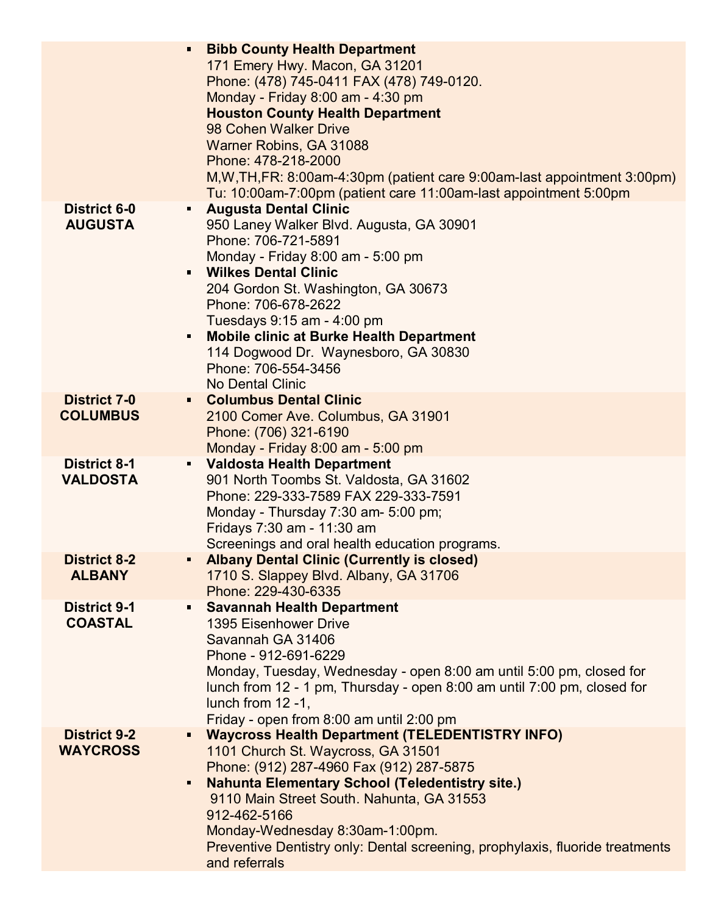| | |
|---|---|
| | ▪ **Bibb County Health Department**<br>171 Emery Hwy. Macon, GA 31201<br>Phone: (478) 745-0411 FAX (478) 749-0120.<br>Monday - Friday 8:00 am - 4:30 pm<br>**Houston County Health Department**<br>98 Cohen Walker Drive<br>Warner Robins, GA 31088<br>Phone: 478-218-2000<br>M,W,TH,FR: 8:00am-4:30pm (patient care 9:00am-last appointment 3:00pm)<br>Tu: 10:00am-7:00pm (patient care 11:00am-last appointment 5:00pm |
| **District 6-0 AUGUSTA** | ▪ **Augusta Dental Clinic**<br>950 Laney Walker Blvd. Augusta, GA 30901<br>Phone: 706-721-5891<br>Monday - Friday 8:00 am - 5:00 pm<br>▪ **Wilkes Dental Clinic**<br>204 Gordon St. Washington, GA 30673<br>Phone: 706-678-2622<br>Tuesdays 9:15 am - 4:00 pm<br>▪ **Mobile clinic at Burke Health Department**<br>114 Dogwood Dr. Waynesboro, GA 30830<br>Phone: 706-554-3456<br>No Dental Clinic |
| **District 7-0 COLUMBUS** | ▪ **Columbus Dental Clinic**<br>2100 Comer Ave. Columbus, GA 31901<br>Phone: (706) 321-6190<br>Monday - Friday 8:00 am - 5:00 pm |
| **District 8-1 VALDOSTA** | ▪ **Valdosta Health Department**<br>901 North Toombs St. Valdosta, GA 31602<br>Phone: 229-333-7589 FAX 229-333-7591<br>Monday - Thursday 7:30 am- 5:00 pm;<br>Fridays 7:30 am - 11:30 am<br>Screenings and oral health education programs. |
| **District 8-2 ALBANY** | ▪ **Albany Dental Clinic (Currently is closed)**<br>1710 S. Slappey Blvd. Albany, GA 31706<br>Phone: 229-430-6335 |
| **District 9-1 COASTAL** | ▪ **Savannah Health Department**<br>1395 Eisenhower Drive<br>Savannah GA 31406<br>Phone - 912-691-6229<br>Monday, Tuesday, Wednesday - open 8:00 am until 5:00 pm, closed for lunch from 12 - 1 pm, Thursday - open 8:00 am until 7:00 pm, closed for lunch from 12 -1,<br>Friday - open from 8:00 am until 2:00 pm |
| **District 9-2 WAYCROSS** | ▪ **Waycross Health Department (TELEDENTISTRY INFO)**<br>1101 Church St. Waycross, GA 31501<br>Phone: (912) 287-4960 Fax (912) 287-5875<br>▪ **Nahunta Elementary School (Teledentistry site.)**<br>9110 Main Street South. Nahunta, GA 31553<br>912-462-5166<br>Monday-Wednesday 8:30am-1:00pm.<br>Preventive Dentistry only: Dental screening, prophylaxis, fluoride treatments and referrals |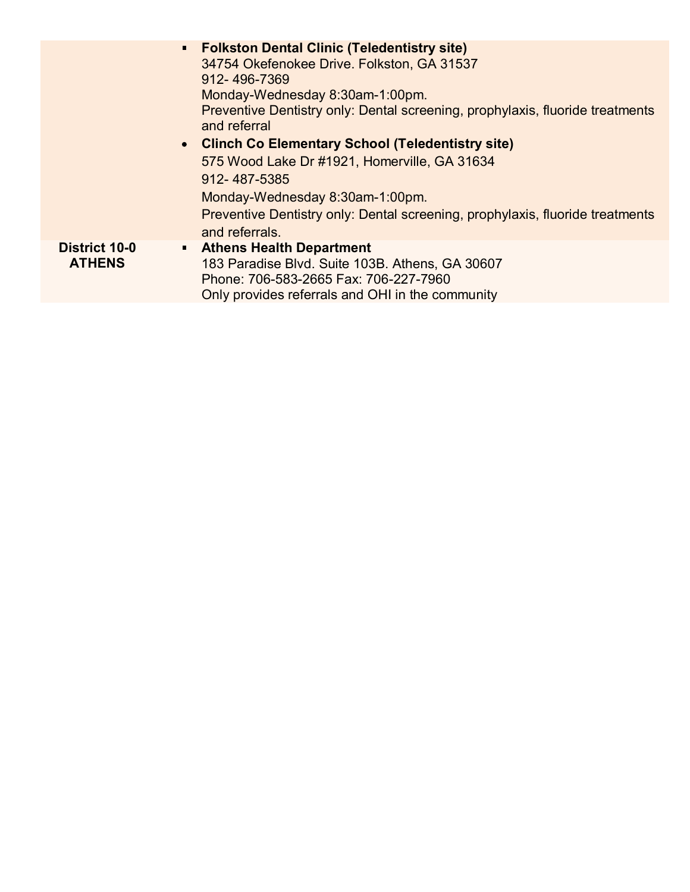| | |
|---|---|
| | ▪ **Folkston Dental Clinic (Teledentistry site)**<br>34754 Okefenokee Drive. Folkston, GA 31537<br>912- 496-7369<br>Monday-Wednesday 8:30am-1:00pm.<br>Preventive Dentistry only: Dental screening, prophylaxis, fluoride treatments and referral<br>• **Clinch Co Elementary School (Teledentistry site)**<br>575 Wood Lake Dr #1921, Homerville, GA 31634<br>912- 487-5385<br>Monday-Wednesday 8:30am-1:00pm.<br>Preventive Dentistry only: Dental screening, prophylaxis, fluoride treatments and referrals. |
| **District 10-0 ATHENS** | ▪ **Athens Health Department**<br>183 Paradise Blvd. Suite 103B. Athens, GA 30607<br>Phone: 706-583-2665 Fax: 706-227-7960<br>Only provides referrals and OHI in the community |